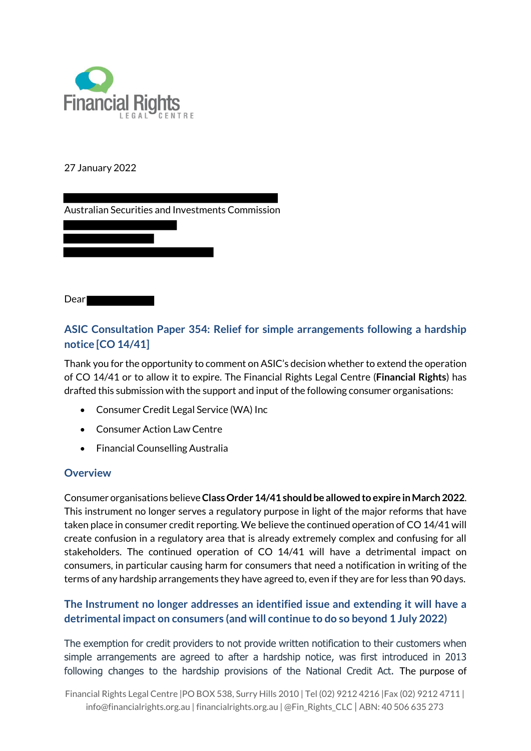Financial Rights
LEGAL CENTRE

27 January 2022

Australian Securities and Investments Commission

Dear

## ASIC Consultation Paper 354: Relief for simple arrangements following a hardship notice [CO 14/41]

Thank you for the opportunity to comment on ASIC's decision whether to extend the operation of CO 14/41 or to allow it to expire. The Financial Rights Legal Centre (**Financial Rights**) has drafted this submission with the support and input of the following consumer organisations:

- Consumer Credit Legal Service (WA) Inc
- Consumer Action Law Centre
- Financial Counselling Australia

## Overview

Consumer organisations believe **Class Order 14/41 should be allowed to expire in March 2022**. This instrument no longer serves a regulatory purpose in light of the major reforms that have taken place in consumer credit reporting. We believe the continued operation of CO 14/41 will create confusion in a regulatory area that is already extremely complex and confusing for all stakeholders. The continued operation of CO 14/41 will have a detrimental impact on consumers, in particular causing harm for consumers that need a notification in writing of the terms of any hardship arrangements they have agreed to, even if they are for less than 90 days.

## The Instrument no longer addresses an identified issue and extending it will have a detrimental impact on consumers (and will continue to do so beyond 1 July 2022)

The exemption for credit providers to not provide written notification to their customers when simple arrangements are agreed to after a hardship notice, was first introduced in 2013 following changes to the hardship provisions of the National Credit Act. The purpose of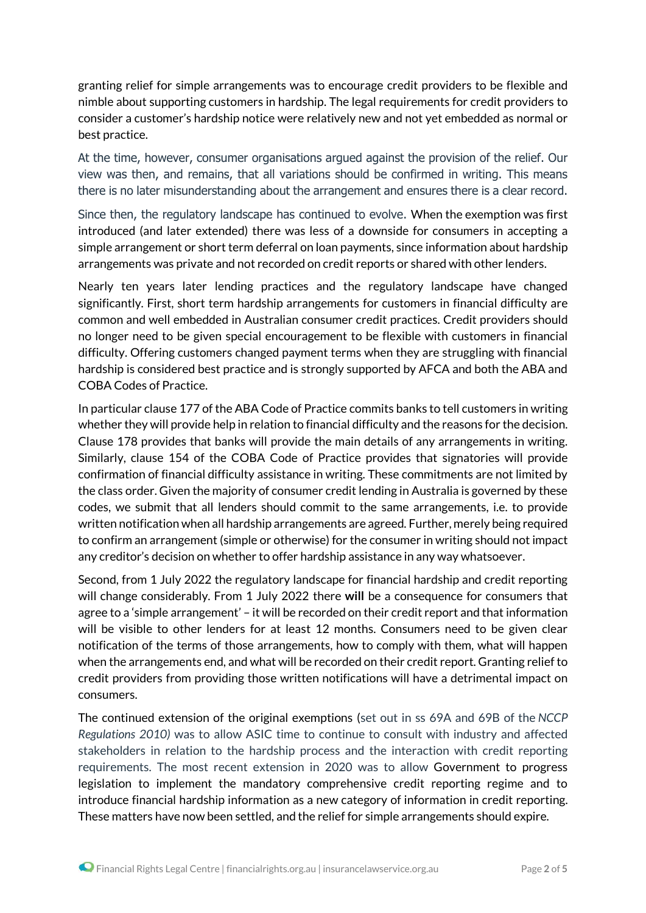granting relief for simple arrangements was to encourage credit providers to be flexible and nimble about supporting customers in hardship. The legal requirements for credit providers to consider a customer's hardship notice were relatively new and not yet embedded as normal or best practice.

At the time, however, consumer organisations argued against the provision of the relief. Our view was then, and remains, that all variations should be confirmed in writing. This means there is no later misunderstanding about the arrangement and ensures there is a clear record.

Since then, the regulatory landscape has continued to evolve. When the exemption was first introduced (and later extended) there was less of a downside for consumers in accepting a simple arrangement or short term deferral on loan payments, since information about hardship arrangements was private and not recorded on credit reports or shared with other lenders.

Nearly ten years later lending practices and the regulatory landscape have changed significantly. First, short term hardship arrangements for customers in financial difficulty are common and well embedded in Australian consumer credit practices. Credit providers should no longer need to be given special encouragement to be flexible with customers in financial difficulty. Offering customers changed payment terms when they are struggling with financial hardship is considered best practice and is strongly supported by AFCA and both the ABA and COBA Codes of Practice.

In particular clause 177 of the ABA Code of Practice commits banks to tell customers in writing whether they will provide help in relation to financial difficulty and the reasons for the decision. Clause 178 provides that banks will provide the main details of any arrangements in writing. Similarly, clause 154 of the COBA Code of Practice provides that signatories will provide confirmation of financial difficulty assistance in writing. These commitments are not limited by the class order. Given the majority of consumer credit lending in Australia is governed by these codes, we submit that all lenders should commit to the same arrangements, i.e. to provide written notification when all hardship arrangements are agreed. Further, merely being required to confirm an arrangement (simple or otherwise) for the consumer in writing should not impact any creditor's decision on whether to offer hardship assistance in any way whatsoever.

Second, from 1 July 2022 the regulatory landscape for financial hardship and credit reporting will change considerably. From 1 July 2022 there **will** be a consequence for consumers that agree to a 'simple arrangement' – it will be recorded on their credit report and that information will be visible to other lenders for at least 12 months. Consumers need to be given clear notification of the terms of those arrangements, how to comply with them, what will happen when the arrangements end, and what will be recorded on their credit report. Granting relief to credit providers from providing those written notifications will have a detrimental impact on consumers.

The continued extension of the original exemptions (set out in ss 69A and 69B of the *NCCP Regulations 2010)* was to allow ASIC time to continue to consult with industry and affected stakeholders in relation to the hardship process and the interaction with credit reporting requirements. The most recent extension in 2020 was to allow Government to progress legislation to implement the mandatory comprehensive credit reporting regime and to introduce financial hardship information as a new category of information in credit reporting. These matters have now been settled, and the relief for simple arrangements should expire.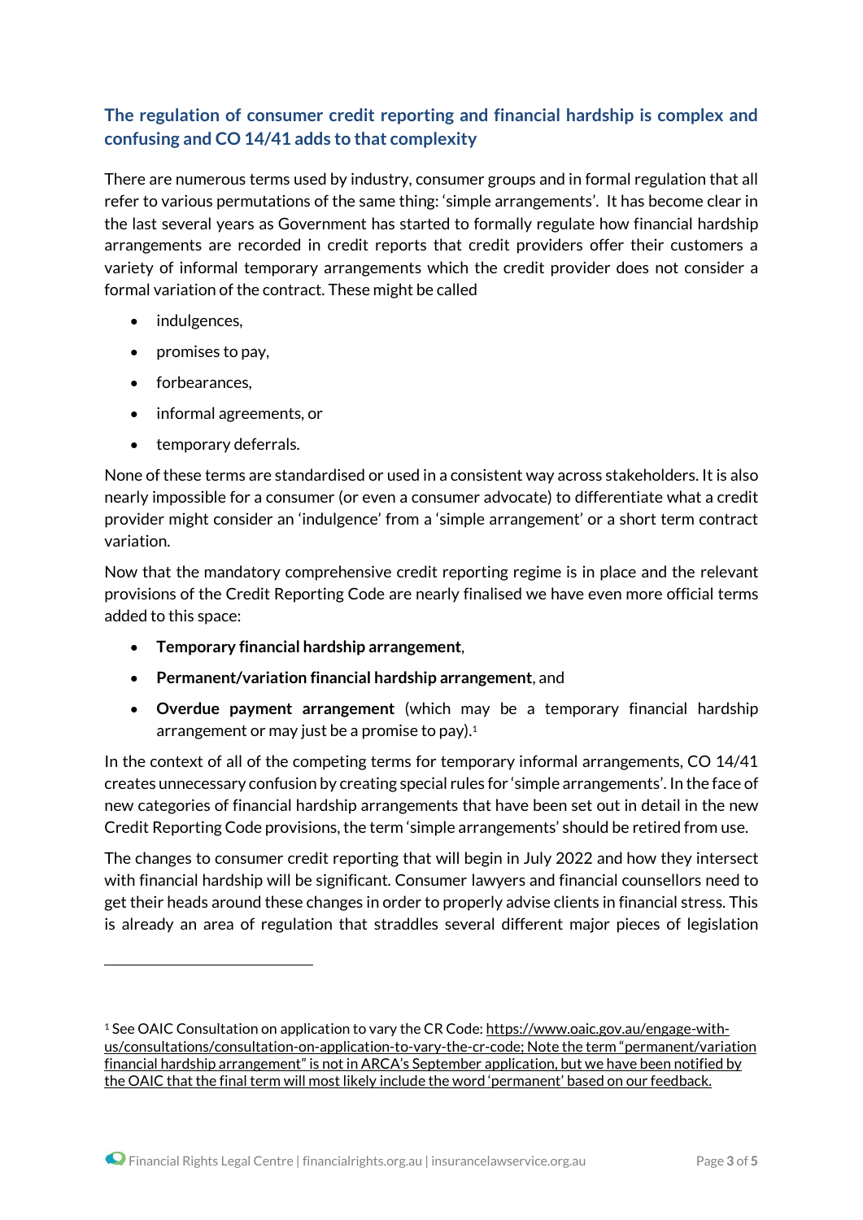### The regulation of consumer credit reporting and financial hardship is complex and confusing and CO 14/41 adds to that complexity

There are numerous terms used by industry, consumer groups and in formal regulation that all refer to various permutations of the same thing: 'simple arrangements'. It has become clear in the last several years as Government has started to formally regulate how financial hardship arrangements are recorded in credit reports that credit providers offer their customers a variety of informal temporary arrangements which the credit provider does not consider a formal variation of the contract. These might be called

- indulgences,
- promises to pay,
- forbearances,
- informal agreements, or
- temporary deferrals.

None of these terms are standardised or used in a consistent way across stakeholders. It is also nearly impossible for a consumer (or even a consumer advocate) to differentiate what a credit provider might consider an 'indulgence' from a 'simple arrangement' or a short term contract variation.

Now that the mandatory comprehensive credit reporting regime is in place and the relevant provisions of the Credit Reporting Code are nearly finalised we have even more official terms added to this space:

- **Temporary financial hardship arrangement**,
- **Permanent/variation financial hardship arrangement**, and
- **Overdue payment arrangement** (which may be a temporary financial hardship arrangement or may just be a promise to pay).[1]

In the context of all of the competing terms for temporary informal arrangements, CO 14/41 creates unnecessary confusion by creating special rules for 'simple arrangements'. In the face of new categories of financial hardship arrangements that have been set out in detail in the new Credit Reporting Code provisions, the term 'simple arrangements' should be retired from use.

The changes to consumer credit reporting that will begin in July 2022 and how they intersect with financial hardship will be significant. Consumer lawyers and financial counsellors need to get their heads around these changes in order to properly advise clients in financial stress. This is already an area of regulation that straddles several different major pieces of legislation

---

[1] See OAIC Consultation on application to vary the CR Code: https://www.oaic.gov.au/engage-with-us/consultations/consultation-on-application-to-vary-the-cr-code; Note the term "permanent/variation financial hardship arrangement" is not in ARCA's September application, but we have been notified by the OAIC that the final term will most likely include the word 'permanent' based on our feedback.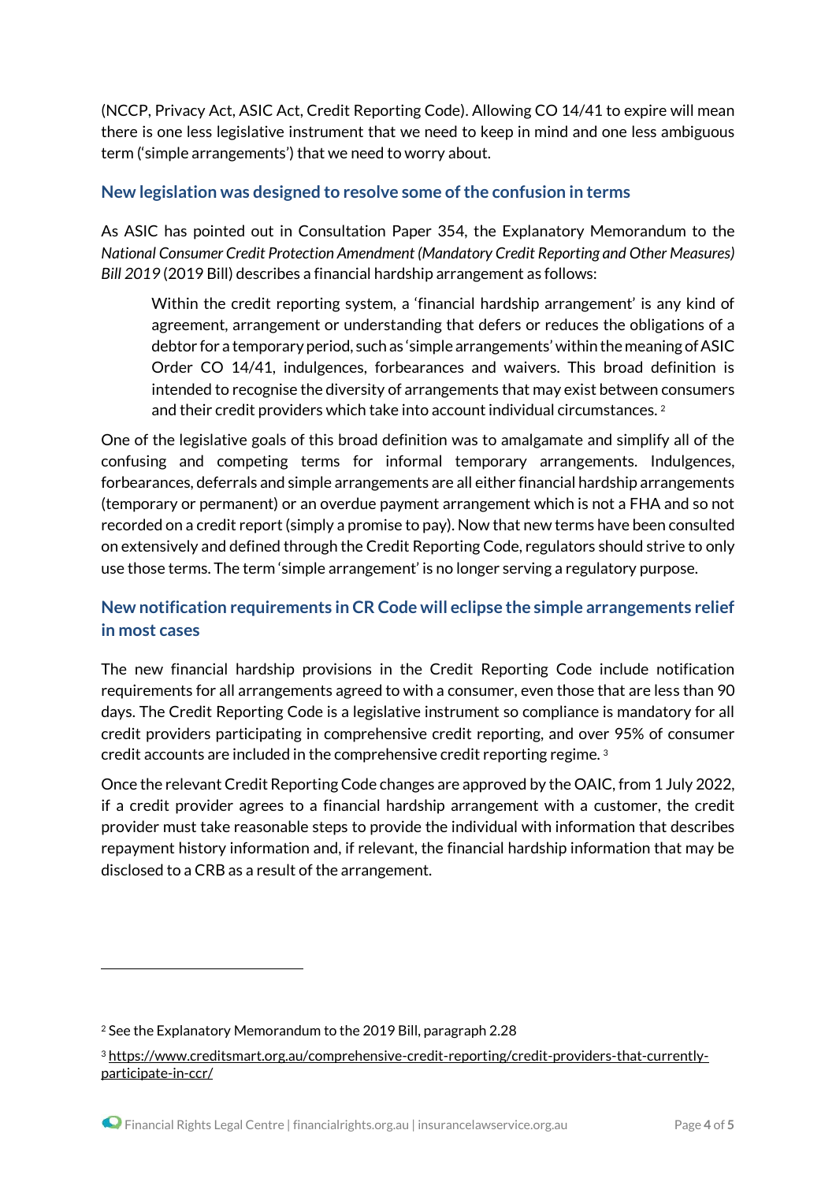(NCCP, Privacy Act, ASIC Act, Credit Reporting Code). Allowing CO 14/41 to expire will mean there is one less legislative instrument that we need to keep in mind and one less ambiguous term ('simple arrangements') that we need to worry about.

## New legislation was designed to resolve some of the confusion in terms

As ASIC has pointed out in Consultation Paper 354, the Explanatory Memorandum to the *National Consumer Credit Protection Amendment (Mandatory Credit Reporting and Other Measures) Bill 2019* (2019 Bill) describes a financial hardship arrangement as follows:

> Within the credit reporting system, a 'financial hardship arrangement' is any kind of agreement, arrangement or understanding that defers or reduces the obligations of a debtor for a temporary period, such as 'simple arrangements' within the meaning of ASIC Order CO 14/41, indulgences, forbearances and waivers. This broad definition is intended to recognise the diversity of arrangements that may exist between consumers and their credit providers which take into account individual circumstances. [2]

One of the legislative goals of this broad definition was to amalgamate and simplify all of the confusing and competing terms for informal temporary arrangements. Indulgences, forbearances, deferrals and simple arrangements are all either financial hardship arrangements (temporary or permanent) or an overdue payment arrangement which is not a FHA and so not recorded on a credit report (simply a promise to pay). Now that new terms have been consulted on extensively and defined through the Credit Reporting Code, regulators should strive to only use those terms. The term 'simple arrangement' is no longer serving a regulatory purpose.

## New notification requirements in CR Code will eclipse the simple arrangements relief in most cases

The new financial hardship provisions in the Credit Reporting Code include notification requirements for all arrangements agreed to with a consumer, even those that are less than 90 days. The Credit Reporting Code is a legislative instrument so compliance is mandatory for all credit providers participating in comprehensive credit reporting, and over 95% of consumer credit accounts are included in the comprehensive credit reporting regime. [3]

Once the relevant Credit Reporting Code changes are approved by the OAIC, from 1 July 2022, if a credit provider agrees to a financial hardship arrangement with a customer, the credit provider must take reasonable steps to provide the individual with information that describes repayment history information and, if relevant, the financial hardship information that may be disclosed to a CRB as a result of the arrangement.

---

[2] See the Explanatory Memorandum to the 2019 Bill, paragraph 2.28

[3] https://www.creditsmart.org.au/comprehensive-credit-reporting/credit-providers-that-currently-participate-in-ccr/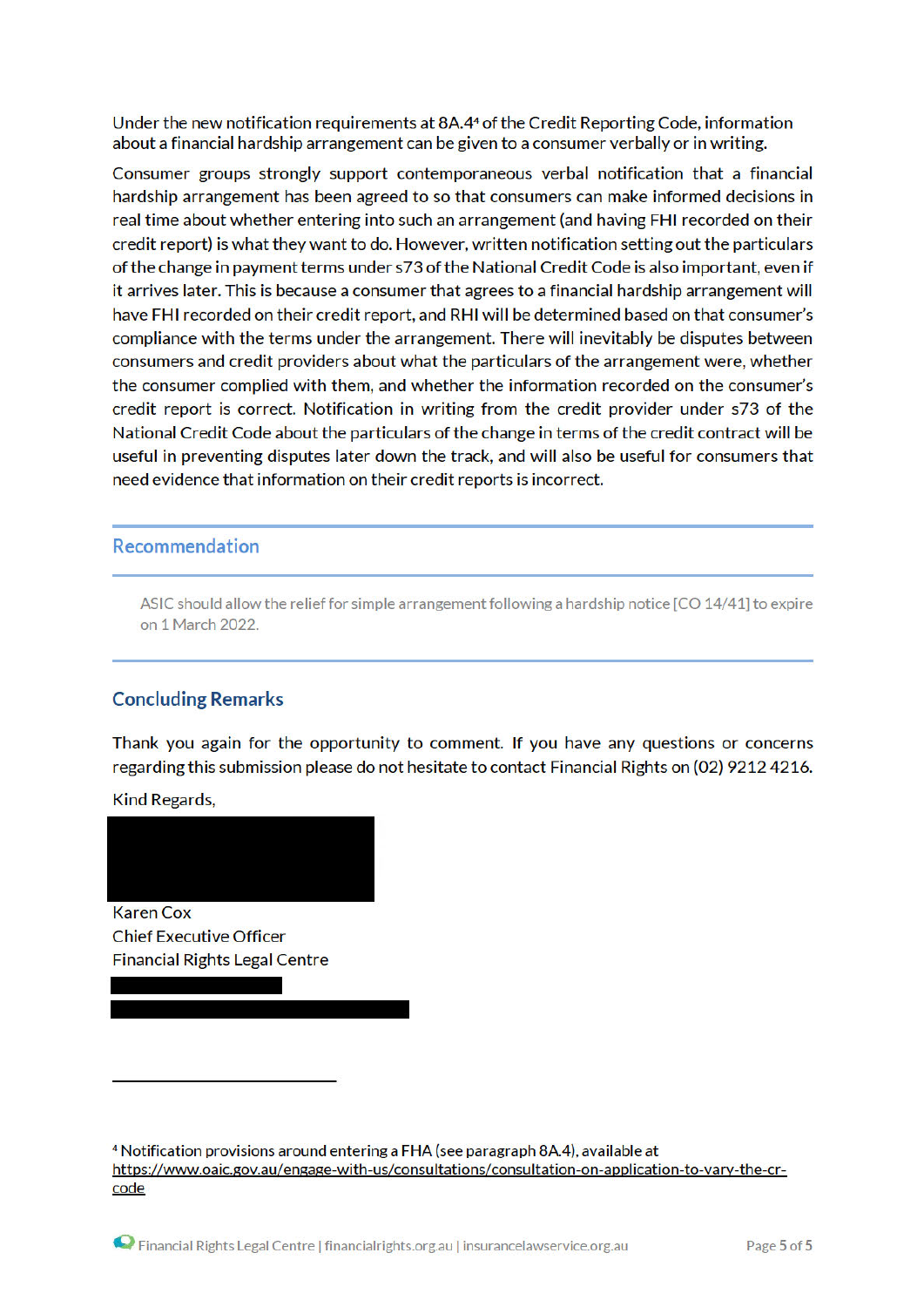Under the new notification requirements at 8A.4[4] of the Credit Reporting Code, information about a financial hardship arrangement can be given to a consumer verbally or in writing.

Consumer groups strongly support contemporaneous verbal notification that a financial hardship arrangement has been agreed to so that consumers can make informed decisions in real time about whether entering into such an arrangement (and having FHI recorded on their credit report) is what they want to do. However, written notification setting out the particulars of the change in payment terms under s73 of the National Credit Code is also important, even if it arrives later. This is because a consumer that agrees to a financial hardship arrangement will have FHI recorded on their credit report, and RHI will be determined based on that consumer's compliance with the terms under the arrangement. There will inevitably be disputes between consumers and credit providers about what the particulars of the arrangement were, whether the consumer complied with them, and whether the information recorded on the consumer's credit report is correct. Notification in writing from the credit provider under s73 of the National Credit Code about the particulars of the change in terms of the credit contract will be useful in preventing disputes later down the track, and will also be useful for consumers that need evidence that information on their credit reports is incorrect.

## Recommendation

ASIC should allow the relief for simple arrangement following a hardship notice [CO 14/41] to expire on 1 March 2022.

## Concluding Remarks

Thank you again for the opportunity to comment. If you have any questions or concerns regarding this submission please do not hesitate to contact Financial Rights on (02) 9212 4216.

Kind Regards,

Karen Cox
Chief Executive Officer
Financial Rights Legal Centre

[4] Notification provisions around entering a FHA (see paragraph 8A.4), available at https://www.oaic.gov.au/engage-with-us/consultations/consultation-on-application-to-vary-the-cr-code